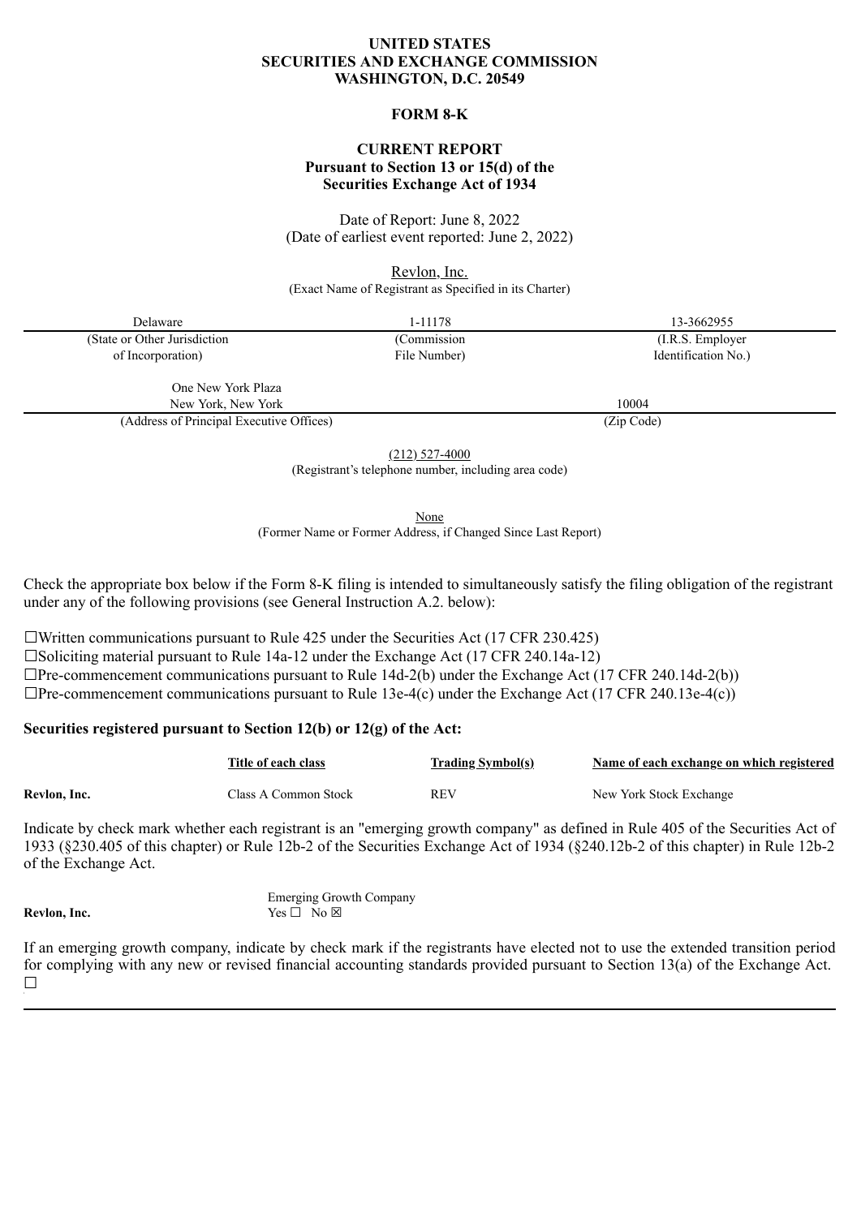**UNITED STATES**
**SECURITIES AND EXCHANGE COMMISSION**
**WASHINGTON, D.C. 20549**

**FORM 8-K**

**CURRENT REPORT**
**Pursuant to Section 13 or 15(d) of the**
**Securities Exchange Act of 1934**

Date of Report: June 8, 2022
(Date of earliest event reported: June 2, 2022)

Revlon, Inc.
(Exact Name of Registrant as Specified in its Charter)

| Delaware | 1-11178 | 13-3662955 |
|---|---|---|
| (State or Other Jurisdiction of Incorporation) | (Commission File Number) | (I.R.S. Employer Identification No.) |

| One New York Plaza New York, New York | 10004 |
|---|---|
| (Address of Principal Executive Offices) | (Zip Code) |

(212) 527-4000
(Registrant's telephone number, including area code)

None
(Former Name or Former Address, if Changed Since Last Report)

Check the appropriate box below if the Form 8-K filing is intended to simultaneously satisfy the filing obligation of the registrant under any of the following provisions (see General Instruction A.2. below):

☐Written communications pursuant to Rule 425 under the Securities Act (17 CFR 230.425)
☐Soliciting material pursuant to Rule 14a-12 under the Exchange Act (17 CFR 240.14a-12)
☐Pre-commencement communications pursuant to Rule 14d-2(b) under the Exchange Act (17 CFR 240.14d-2(b))
☐Pre-commencement communications pursuant to Rule 13e-4(c) under the Exchange Act (17 CFR 240.13e-4(c))

**Securities registered pursuant to Section 12(b) or 12(g) of the Act:**

| | Title of each class | Trading Symbol(s) | Name of each exchange on which registered |
|---|---|---|---|
| **Revlon, Inc.** | Class A Common Stock | REV | New York Stock Exchange |

Indicate by check mark whether each registrant is an "emerging growth company" as defined in Rule 405 of the Securities Act of 1933 (§230.405 of this chapter) or Rule 12b-2 of the Securities Exchange Act of 1934 (§240.12b-2 of this chapter) in Rule 12b-2 of the Exchange Act.

| | Emerging Growth Company |
|---|---|
| **Revlon, Inc.** | Yes ☐ No ☒ |

If an emerging growth company, indicate by check mark if the registrants have elected not to use the extended transition period for complying with any new or revised financial accounting standards provided pursuant to Section 13(a) of the Exchange Act. ☐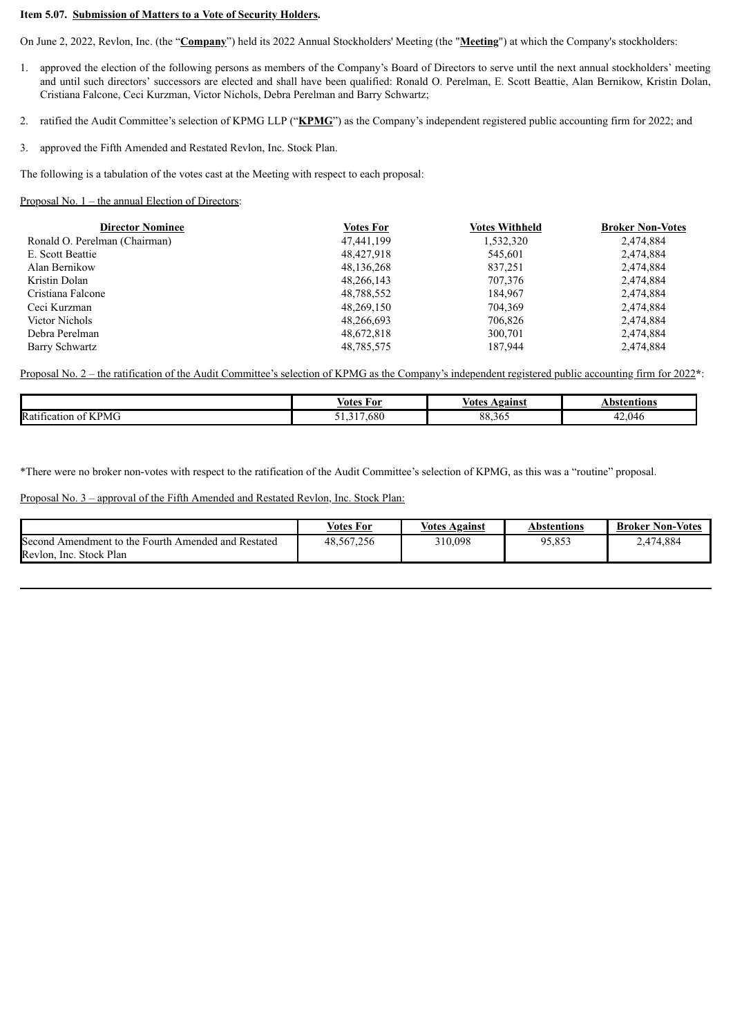**Item 5.07. Submission of Matters to a Vote of Security Holders.**

On June 2, 2022, Revlon, Inc. (the "**Company**") held its 2022 Annual Stockholders' Meeting (the "**Meeting**") at which the Company's stockholders:

1. approved the election of the following persons as members of the Company's Board of Directors to serve until the next annual stockholders' meeting and until such directors' successors are elected and shall have been qualified: Ronald O. Perelman, E. Scott Beattie, Alan Bernikow, Kristin Dolan, Cristiana Falcone, Ceci Kurzman, Victor Nichols, Debra Perelman and Barry Schwartz;

2. ratified the Audit Committee's selection of KPMG LLP ("**KPMG**") as the Company's independent registered public accounting firm for 2022; and

3. approved the Fifth Amended and Restated Revlon, Inc. Stock Plan.

The following is a tabulation of the votes cast at the Meeting with respect to each proposal:

Proposal No. 1 – the annual Election of Directors:

| Director Nominee | Votes For | Votes Withheld | Broker Non-Votes |
|---|---|---|---|
| Ronald O. Perelman (Chairman) | 47,441,199 | 1,532,320 | 2,474,884 |
| E. Scott Beattie | 48,427,918 | 545,601 | 2,474,884 |
| Alan Bernikow | 48,136,268 | 837,251 | 2,474,884 |
| Kristin Dolan | 48,266,143 | 707,376 | 2,474,884 |
| Cristiana Falcone | 48,788,552 | 184,967 | 2,474,884 |
| Ceci Kurzman | 48,269,150 | 704,369 | 2,474,884 |
| Victor Nichols | 48,266,693 | 706,826 | 2,474,884 |
| Debra Perelman | 48,672,818 | 300,701 | 2,474,884 |
| Barry Schwartz | 48,785,575 | 187,944 | 2,474,884 |

Proposal No. 2 – the ratification of the Audit Committee's selection of KPMG as the Company's independent registered public accounting firm for 2022*:

| | Votes For | Votes Against | Abstentions |
|---|---|---|---|
| Ratification of KPMG | 51,317,680 | 88,365 | 42,046 |

*There were no broker non-votes with respect to the ratification of the Audit Committee's selection of KPMG, as this was a "routine" proposal.

Proposal No. 3 – approval of the Fifth Amended and Restated Revlon, Inc. Stock Plan:

| | Votes For | Votes Against | Abstentions | Broker Non-Votes |
|---|---|---|---|---|
| Second Amendment to the Fourth Amended and Restated Revlon, Inc. Stock Plan | 48,567,256 | 310,098 | 95,853 | 2,474,884 |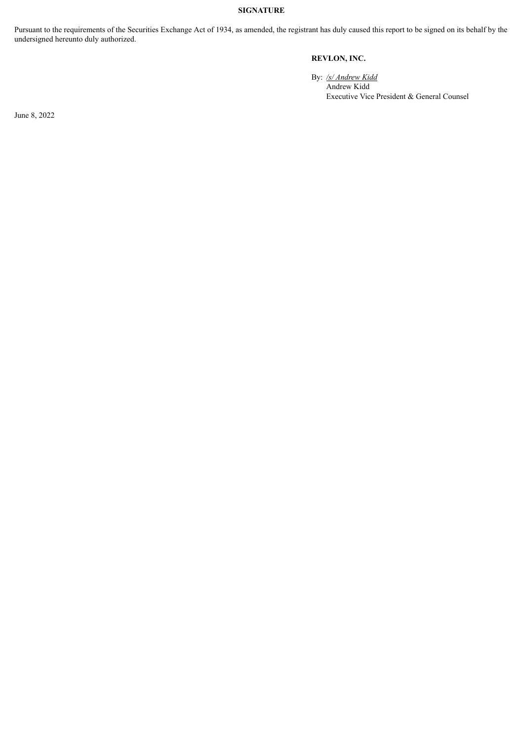**SIGNATURE**

Pursuant to the requirements of the Securities Exchange Act of 1934, as amended, the registrant has duly caused this report to be signed on its behalf by the undersigned hereunto duly authorized.

**REVLON, INC.**

By: /s/ Andrew Kidd
Andrew Kidd
Executive Vice President & General Counsel

June 8, 2022